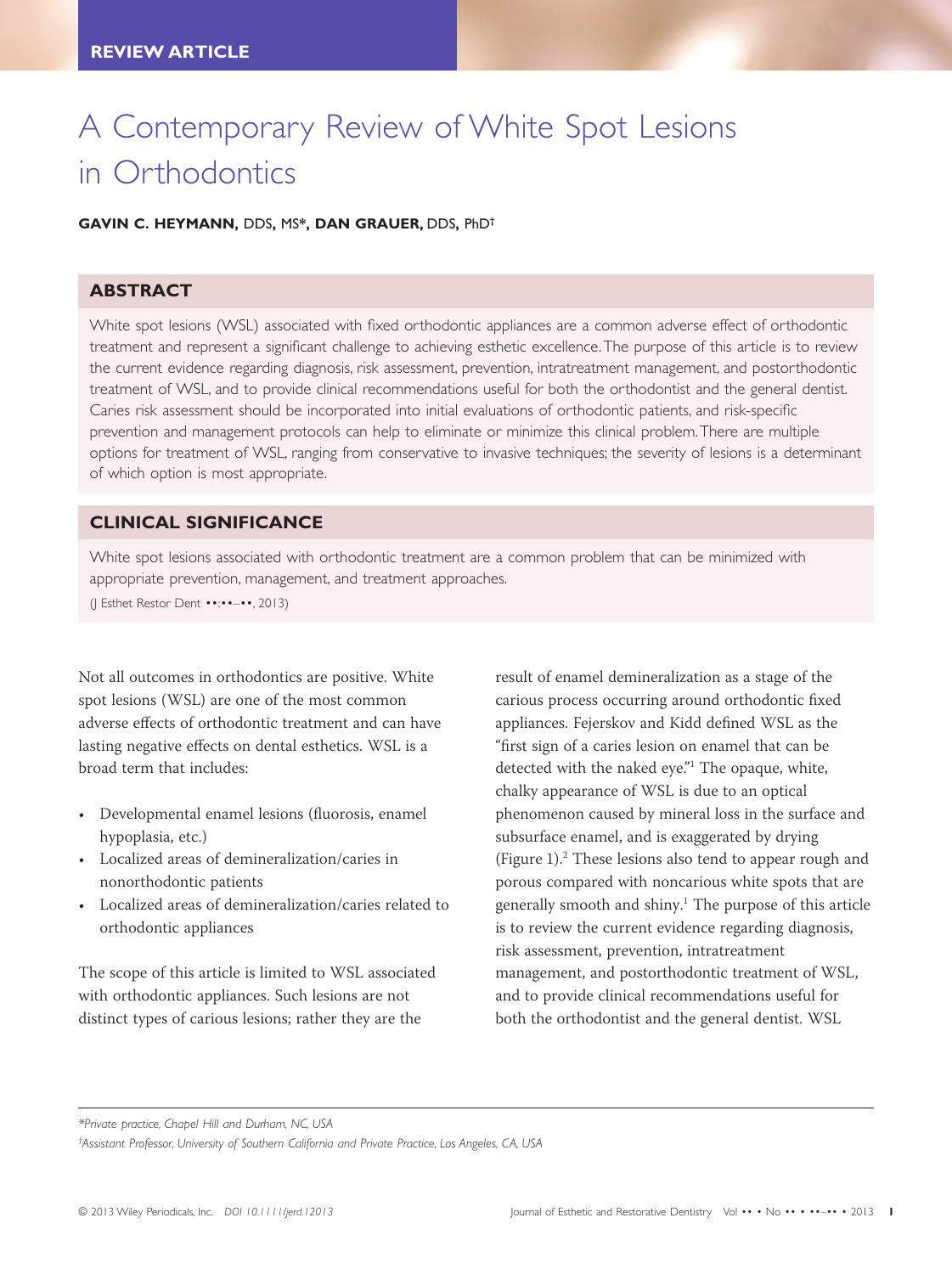REVIEW ARTICLE

# A Contemporary Review of White Spot Lesions in Orthodontics

**GAVIN C. HEYMANN,** DDS, MS*, **DAN GRAUER,** DDS, PhD†

## ABSTRACT

White spot lesions (WSL) associated with fixed orthodontic appliances are a common adverse effect of orthodontic treatment and represent a significant challenge to achieving esthetic excellence. The purpose of this article is to review the current evidence regarding diagnosis, risk assessment, prevention, intratreatment management, and postorthodontic treatment of WSL, and to provide clinical recommendations useful for both the orthodontist and the general dentist. Caries risk assessment should be incorporated into initial evaluations of orthodontic patients, and risk-specific prevention and management protocols can help to eliminate or minimize this clinical problem. There are multiple options for treatment of WSL, ranging from conservative to invasive techniques; the severity of lesions is a determinant of which option is most appropriate.

## CLINICAL SIGNIFICANCE

White spot lesions associated with orthodontic treatment are a common problem that can be minimized with appropriate prevention, management, and treatment approaches.

(J Esthet Restor Dent ••:••–••, 2013)

Not all outcomes in orthodontics are positive. White spot lesions (WSL) are one of the most common adverse effects of orthodontic treatment and can have lasting negative effects on dental esthetics. WSL is a broad term that includes:

- Developmental enamel lesions (fluorosis, enamel hypoplasia, etc.)
- Localized areas of demineralization/caries in nonorthodontic patients
- Localized areas of demineralization/caries related to orthodontic appliances

The scope of this article is limited to WSL associated with orthodontic appliances. Such lesions are not distinct types of carious lesions; rather they are the result of enamel demineralization as a stage of the carious process occurring around orthodontic fixed appliances. Fejerskov and Kidd defined WSL as the "first sign of a caries lesion on enamel that can be detected with the naked eye."[1] The opaque, white, chalky appearance of WSL is due to an optical phenomenon caused by mineral loss in the surface and subsurface enamel, and is exaggerated by drying (Figure 1).[2] These lesions also tend to appear rough and porous compared with noncarious white spots that are generally smooth and shiny.[1] The purpose of this article is to review the current evidence regarding diagnosis, risk assessment, prevention, intratreatment management, and postorthodontic treatment of WSL, and to provide clinical recommendations useful for both the orthodontist and the general dentist. WSL

*Private practice, Chapel Hill and Durham, NC, USA

†Assistant Professor, University of Southern California and Private Practice, Los Angeles, CA, USA

© 2013 Wiley Periodicals, Inc. DOI 10.1111/jerd.12013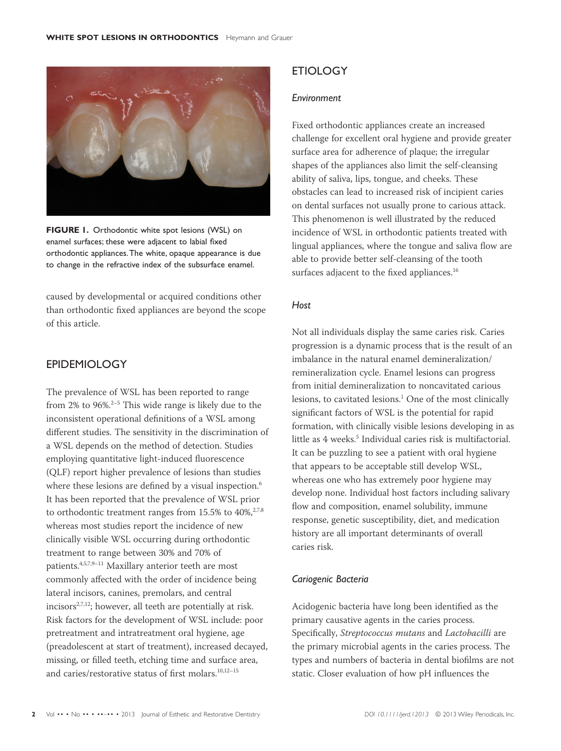FIGURE 1. Orthodontic white spot lesions (WSL) on enamel surfaces; these were adjacent to labial fixed orthodontic appliances. The white, opaque appearance is due to change in the refractive index of the subsurface enamel.

caused by developmental or acquired conditions other than orthodontic fixed appliances are beyond the scope of this article.

## EPIDEMIOLOGY

The prevalence of WSL has been reported to range from 2% to 96%.[2–5] This wide range is likely due to the inconsistent operational definitions of a WSL among different studies. The sensitivity in the discrimination of a WSL depends on the method of detection. Studies employing quantitative light-induced fluorescence (QLF) report higher prevalence of lesions than studies where these lesions are defined by a visual inspection.[6] It has been reported that the prevalence of WSL prior to orthodontic treatment ranges from 15.5% to 40%,[2,7,8] whereas most studies report the incidence of new clinically visible WSL occurring during orthodontic treatment to range between 30% and 70% of patients.[4,5,7,9–11] Maxillary anterior teeth are most commonly affected with the order of incidence being lateral incisors, canines, premolars, and central incisors[2,7,12]; however, all teeth are potentially at risk. Risk factors for the development of WSL include: poor pretreatment and intratreatment oral hygiene, age (preadolescent at start of treatment), increased decayed, missing, or filled teeth, etching time and surface area, and caries/restorative status of first molars.[10,12–15]

## ETIOLOGY

### *Environment*

Fixed orthodontic appliances create an increased challenge for excellent oral hygiene and provide greater surface area for adherence of plaque; the irregular shapes of the appliances also limit the self-cleansing ability of saliva, lips, tongue, and cheeks. These obstacles can lead to increased risk of incipient caries on dental surfaces not usually prone to carious attack. This phenomenon is well illustrated by the reduced incidence of WSL in orthodontic patients treated with lingual appliances, where the tongue and saliva flow are able to provide better self-cleansing of the tooth surfaces adjacent to the fixed appliances.[16]

### *Host*

Not all individuals display the same caries risk. Caries progression is a dynamic process that is the result of an imbalance in the natural enamel demineralization/remineralization cycle. Enamel lesions can progress from initial demineralization to noncavitated carious lesions, to cavitated lesions.[1] One of the most clinically significant factors of WSL is the potential for rapid formation, with clinically visible lesions developing in as little as 4 weeks.[5] Individual caries risk is multifactorial. It can be puzzling to see a patient with oral hygiene that appears to be acceptable still develop WSL, whereas one who has extremely poor hygiene may develop none. Individual host factors including salivary flow and composition, enamel solubility, immune response, genetic susceptibility, diet, and medication history are all important determinants of overall caries risk.

### *Cariogenic Bacteria*

Acidogenic bacteria have long been identified as the primary causative agents in the caries process. Specifically, *Streptococcus mutans* and *Lactobacilli* are the primary microbial agents in the caries process. The types and numbers of bacteria in dental biofilms are not static. Closer evaluation of how pH influences the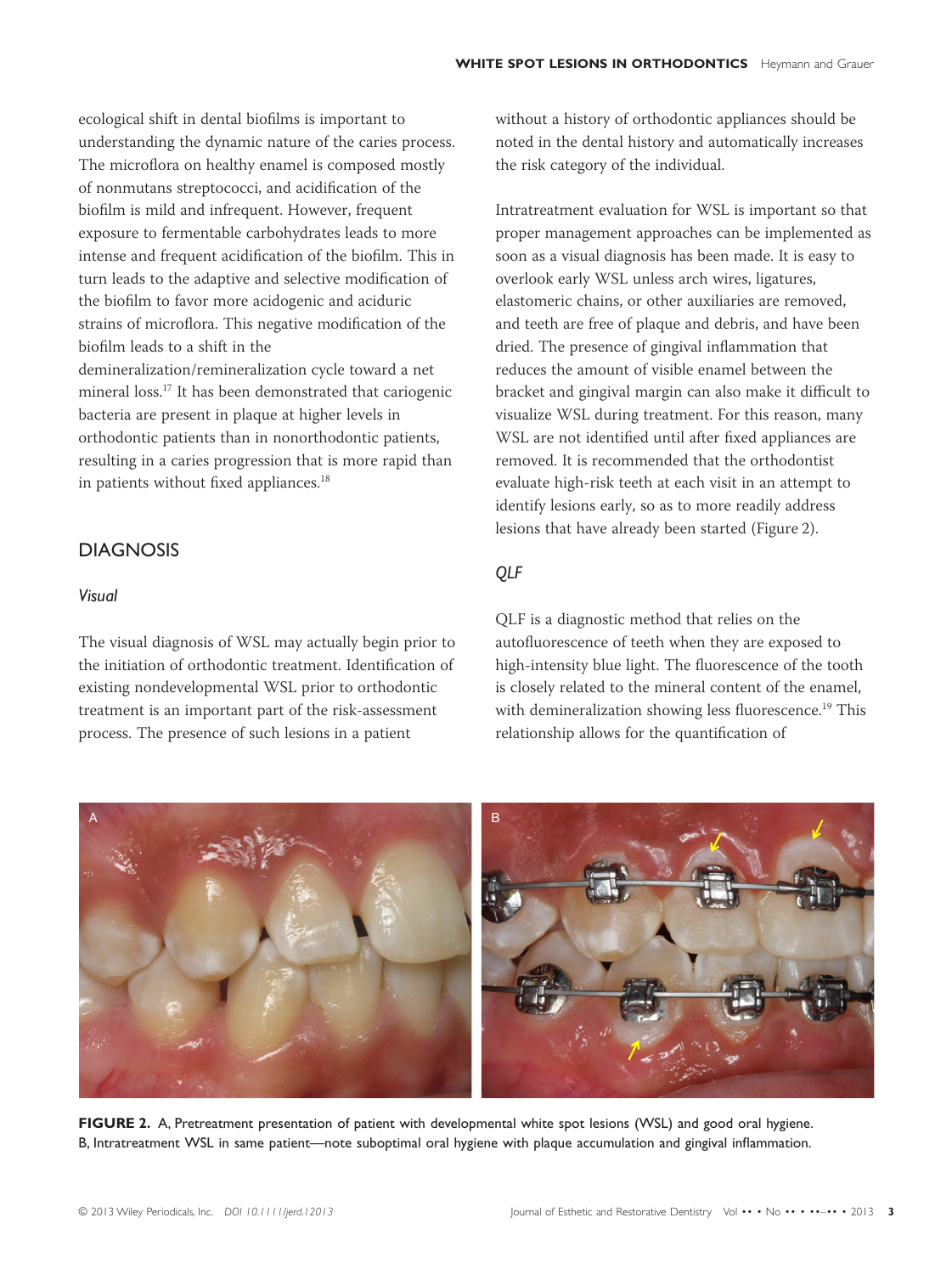ecological shift in dental biofilms is important to understanding the dynamic nature of the caries process. The microflora on healthy enamel is composed mostly of nonmutans streptococci, and acidification of the biofilm is mild and infrequent. However, frequent exposure to fermentable carbohydrates leads to more intense and frequent acidification of the biofilm. This in turn leads to the adaptive and selective modification of the biofilm to favor more acidogenic and aciduric strains of microflora. This negative modification of the biofilm leads to a shift in the demineralization/remineralization cycle toward a net mineral loss.[17] It has been demonstrated that cariogenic bacteria are present in plaque at higher levels in orthodontic patients than in nonorthodontic patients, resulting in a caries progression that is more rapid than in patients without fixed appliances.[18]

## DIAGNOSIS

### *Visual*

The visual diagnosis of WSL may actually begin prior to the initiation of orthodontic treatment. Identification of existing nondevelopmental WSL prior to orthodontic treatment is an important part of the risk-assessment process. The presence of such lesions in a patient without a history of orthodontic appliances should be noted in the dental history and automatically increases the risk category of the individual.

Intratreatment evaluation for WSL is important so that proper management approaches can be implemented as soon as a visual diagnosis has been made. It is easy to overlook early WSL unless arch wires, ligatures, elastomeric chains, or other auxiliaries are removed, and teeth are free of plaque and debris, and have been dried. The presence of gingival inflammation that reduces the amount of visible enamel between the bracket and gingival margin can also make it difficult to visualize WSL during treatment. For this reason, many WSL are not identified until after fixed appliances are removed. It is recommended that the orthodontist evaluate high-risk teeth at each visit in an attempt to identify lesions early, so as to more readily address lesions that have already been started (Figure 2).

### *QLF*

QLF is a diagnostic method that relies on the autofluorescence of teeth when they are exposed to high-intensity blue light. The fluorescence of the tooth is closely related to the mineral content of the enamel, with demineralization showing less fluorescence.[19] This relationship allows for the quantification of

**FIGURE 2.** A, Pretreatment presentation of patient with developmental white spot lesions (WSL) and good oral hygiene. B, Intratreatment WSL in same patient—note suboptimal oral hygiene with plaque accumulation and gingival inflammation.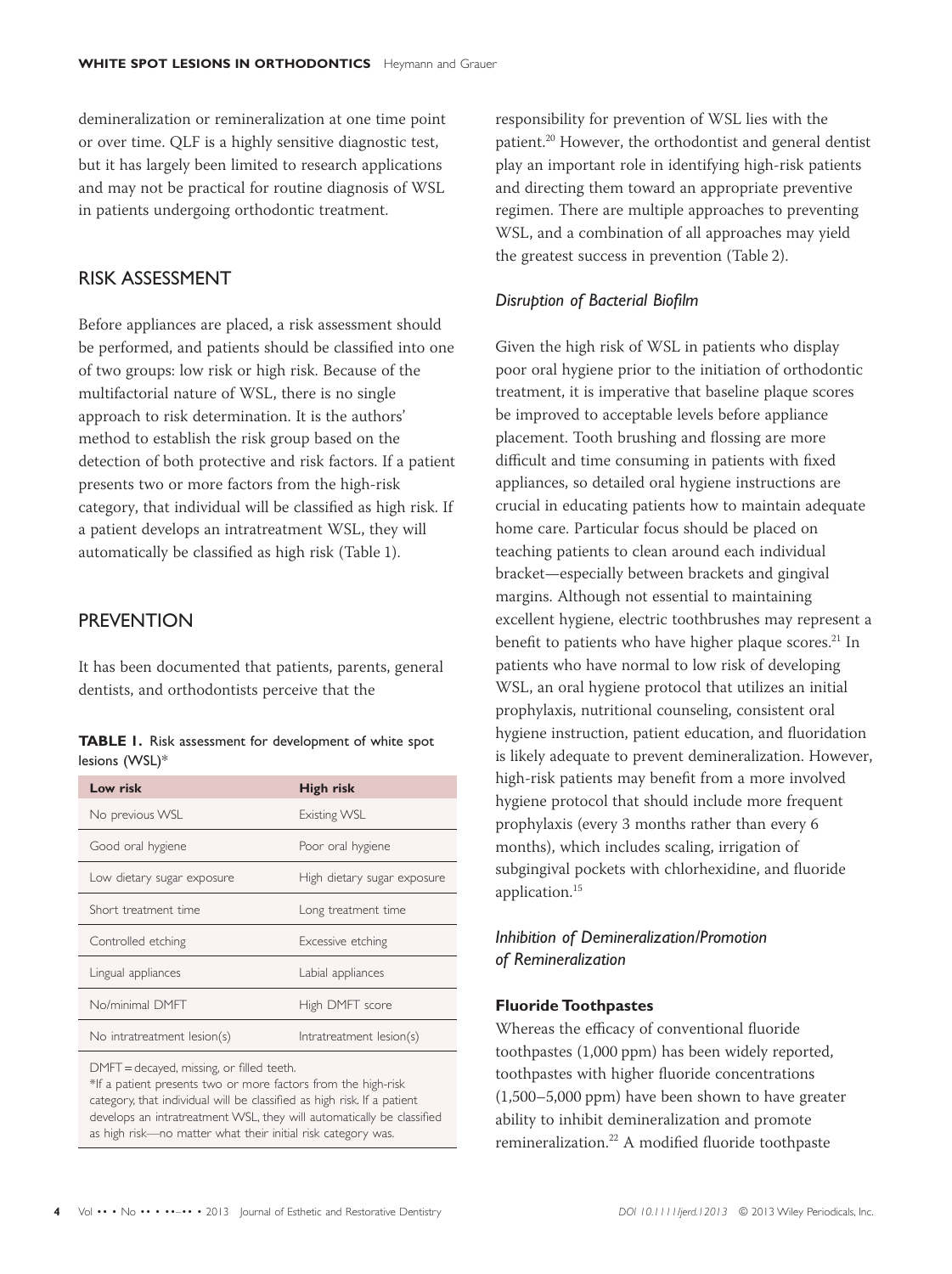demineralization or remineralization at one time point or over time. QLF is a highly sensitive diagnostic test, but it has largely been limited to research applications and may not be practical for routine diagnosis of WSL in patients undergoing orthodontic treatment.

## RISK ASSESSMENT

Before appliances are placed, a risk assessment should be performed, and patients should be classified into one of two groups: low risk or high risk. Because of the multifactorial nature of WSL, there is no single approach to risk determination. It is the authors' method to establish the risk group based on the detection of both protective and risk factors. If a patient presents two or more factors from the high-risk category, that individual will be classified as high risk. If a patient develops an intratreatment WSL, they will automatically be classified as high risk (Table 1).

## PREVENTION

It has been documented that patients, parents, general dentists, and orthodontists perceive that the responsibility for prevention of WSL lies with the patient.[20] However, the orthodontist and general dentist play an important role in identifying high-risk patients and directing them toward an appropriate preventive regimen. There are multiple approaches to preventing WSL, and a combination of all approaches may yield the greatest success in prevention (Table 2).

**TABLE 1.** Risk assessment for development of white spot lesions (WSL)*

| Low risk | High risk |
|---|---|
| No previous WSL | Existing WSL |
| Good oral hygiene | Poor oral hygiene |
| Low dietary sugar exposure | High dietary sugar exposure |
| Short treatment time | Long treatment time |
| Controlled etching | Excessive etching |
| Lingual appliances | Labial appliances |
| No/minimal DMFT | High DMFT score |
| No intratreatment lesion(s) | Intratreatment lesion(s) |

DMFT = decayed, missing, or filled teeth.
*If a patient presents two or more factors from the high-risk category, that individual will be classified as high risk. If a patient develops an intratreatment WSL, they will automatically be classified as high risk—no matter what their initial risk category was.

### *Disruption of Bacterial Biofilm*

Given the high risk of WSL in patients who display poor oral hygiene prior to the initiation of orthodontic treatment, it is imperative that baseline plaque scores be improved to acceptable levels before appliance placement. Tooth brushing and flossing are more difficult and time consuming in patients with fixed appliances, so detailed oral hygiene instructions are crucial in educating patients how to maintain adequate home care. Particular focus should be placed on teaching patients to clean around each individual bracket—especially between brackets and gingival margins. Although not essential to maintaining excellent hygiene, electric toothbrushes may represent a benefit to patients who have higher plaque scores.[21] In patients who have normal to low risk of developing WSL, an oral hygiene protocol that utilizes an initial prophylaxis, nutritional counseling, consistent oral hygiene instruction, patient education, and fluoridation is likely adequate to prevent demineralization. However, high-risk patients may benefit from a more involved hygiene protocol that should include more frequent prophylaxis (every 3 months rather than every 6 months), which includes scaling, irrigation of subgingival pockets with chlorhexidine, and fluoride application.[15]

### *Inhibition of Demineralization/Promotion of Remineralization*

#### Fluoride Toothpastes

Whereas the efficacy of conventional fluoride toothpastes (1,000 ppm) has been widely reported, toothpastes with higher fluoride concentrations (1,500–5,000 ppm) have been shown to have greater ability to inhibit demineralization and promote remineralization.[22] A modified fluoride toothpaste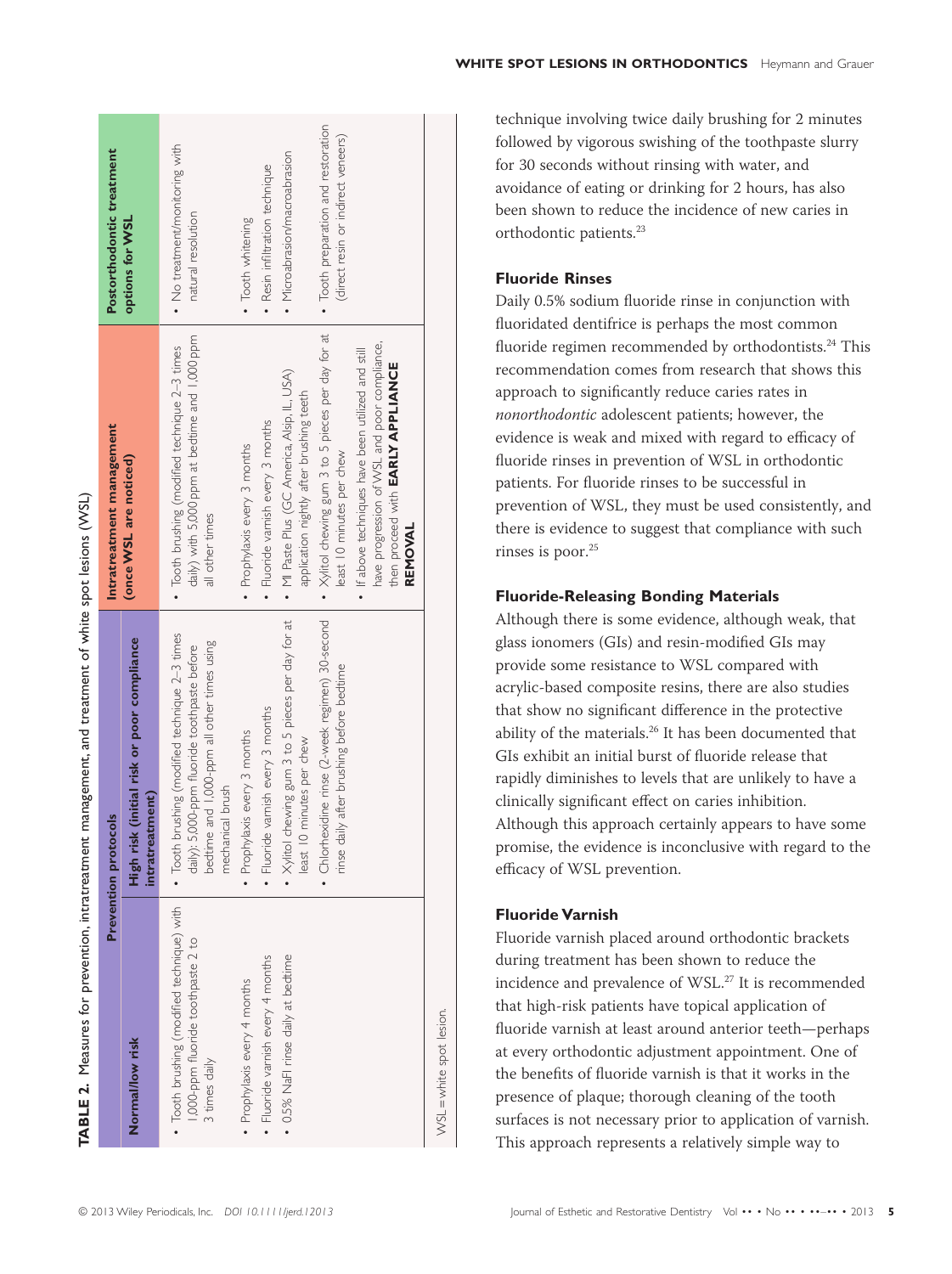**TABLE 2.** Measures for prevention, intratreatment management, and treatment of white spot lesions (WSL)

| Prevention protocols | | Intratreatment management (once WSL are noticed) | Postorthodontic treatment options for WSL |
|---|---|---|---|
| Normal/low risk | High risk (initial risk or poor compliance intratreatment) | | |
| • Tooth brushing (modified technique) with 1,000-ppm fluoride toothpaste 2 to 3 times daily<br>• Prophylaxis every 4 months<br>• Fluoride varnish every 4 months<br>• 0.5% NaFl rinse daily at bedtime | • Tooth brushing (modified technique 2–3 times daily): 5,000-ppm fluoride toothpaste before bedtime and 1,000-ppm all other times using mechanical brush<br>• Prophylaxis every 3 months<br>• Fluoride varnish every 3 months<br>• Xylitol chewing gum 3 to 5 pieces per day for at least 10 minutes per chew<br>• Chlorhexidine rinse (2-week regimen) 30-second rinse daily after brushing before bedtime | • Tooth brushing (modified technique 2–3 times daily) with 5,000 ppm at bedtime and 1,000 ppm all other times<br>• Prophylaxis every 3 months<br>• Fluoride varnish every 3 months<br>• MI Paste Plus (GC America, Alsip, IL, USA) application nightly after brushing teeth<br>• Xylitol chewing gum 3 to 5 pieces per day for at least 10 minutes per chew<br>• If above techniques have been utilized and still have progression of WSL and poor compliance, then proceed with **EARLY APPLIANCE REMOVAL** | • No treatment/monitoring with natural resolution<br>• Tooth whitening<br>• Resin infiltration technique<br>• Microabrasion/macroabrasion<br>• Tooth preparation and restoration (direct resin or indirect veneers) |

WSL = white spot lesion.

technique involving twice daily brushing for 2 minutes followed by vigorous swishing of the toothpaste slurry for 30 seconds without rinsing with water, and avoidance of eating or drinking for 2 hours, has also been shown to reduce the incidence of new caries in orthodontic patients.[23]

### Fluoride Rinses

Daily 0.5% sodium fluoride rinse in conjunction with fluoridated dentifrice is perhaps the most common fluoride regimen recommended by orthodontists.[24] This recommendation comes from research that shows this approach to significantly reduce caries rates in *nonorthodontic* adolescent patients; however, the evidence is weak and mixed with regard to efficacy of fluoride rinses in prevention of WSL in orthodontic patients. For fluoride rinses to be successful in prevention of WSL, they must be used consistently, and there is evidence to suggest that compliance with such rinses is poor.[25]

### Fluoride-Releasing Bonding Materials

Although there is some evidence, although weak, that glass ionomers (GIs) and resin-modified GIs may provide some resistance to WSL compared with acrylic-based composite resins, there are also studies that show no significant difference in the protective ability of the materials.[26] It has been documented that GIs exhibit an initial burst of fluoride release that rapidly diminishes to levels that are unlikely to have a clinically significant effect on caries inhibition. Although this approach certainly appears to have some promise, the evidence is inconclusive with regard to the efficacy of WSL prevention.

### Fluoride Varnish

Fluoride varnish placed around orthodontic brackets during treatment has been shown to reduce the incidence and prevalence of WSL.[27] It is recommended that high-risk patients have topical application of fluoride varnish at least around anterior teeth—perhaps at every orthodontic adjustment appointment. One of the benefits of fluoride varnish is that it works in the presence of plaque; thorough cleaning of the tooth surfaces is not necessary prior to application of varnish. This approach represents a relatively simple way to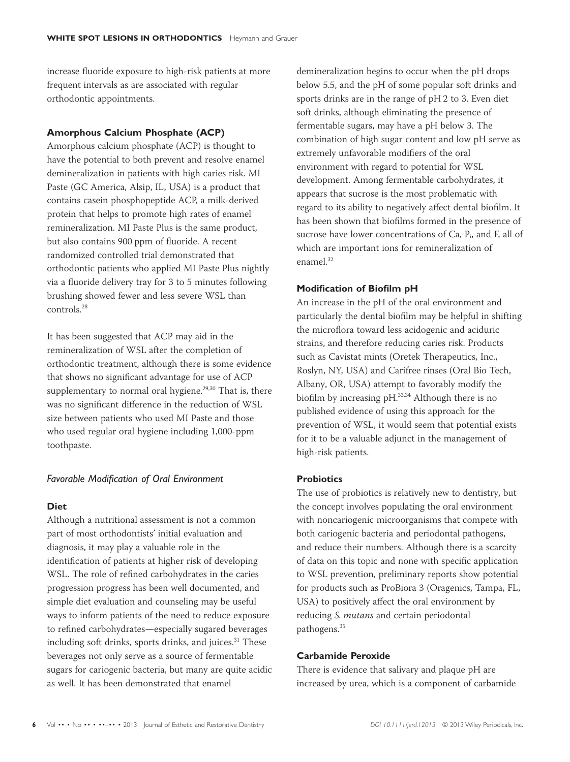increase fluoride exposure to high-risk patients at more frequent intervals as are associated with regular orthodontic appointments.

### Amorphous Calcium Phosphate (ACP)

Amorphous calcium phosphate (ACP) is thought to have the potential to both prevent and resolve enamel demineralization in patients with high caries risk. MI Paste (GC America, Alsip, IL, USA) is a product that contains casein phosphopeptide ACP, a milk-derived protein that helps to promote high rates of enamel remineralization. MI Paste Plus is the same product, but also contains 900 ppm of fluoride. A recent randomized controlled trial demonstrated that orthodontic patients who applied MI Paste Plus nightly via a fluoride delivery tray for 3 to 5 minutes following brushing showed fewer and less severe WSL than controls.[28]

It has been suggested that ACP may aid in the remineralization of WSL after the completion of orthodontic treatment, although there is some evidence that shows no significant advantage for use of ACP supplementary to normal oral hygiene.[29,30] That is, there was no significant difference in the reduction of WSL size between patients who used MI Paste and those who used regular oral hygiene including 1,000-ppm toothpaste.

## *Favorable Modification of Oral Environment*

### Diet

Although a nutritional assessment is not a common part of most orthodontists' initial evaluation and diagnosis, it may play a valuable role in the identification of patients at higher risk of developing WSL. The role of refined carbohydrates in the caries progression progress has been well documented, and simple diet evaluation and counseling may be useful ways to inform patients of the need to reduce exposure to refined carbohydrates—especially sugared beverages including soft drinks, sports drinks, and juices.[31] These beverages not only serve as a source of fermentable sugars for cariogenic bacteria, but many are quite acidic as well. It has been demonstrated that enamel demineralization begins to occur when the pH drops below 5.5, and the pH of some popular soft drinks and sports drinks are in the range of pH 2 to 3. Even diet soft drinks, although eliminating the presence of fermentable sugars, may have a pH below 3. The combination of high sugar content and low pH serve as extremely unfavorable modifiers of the oral environment with regard to potential for WSL development. Among fermentable carbohydrates, it appears that sucrose is the most problematic with regard to its ability to negatively affect dental biofilm. It has been shown that biofilms formed in the presence of sucrose have lower concentrations of Ca, $P_i$, and F, all of which are important ions for remineralization of enamel.[32]

### Modification of Biofilm pH

An increase in the pH of the oral environment and particularly the dental biofilm may be helpful in shifting the microflora toward less acidogenic and aciduric strains, and therefore reducing caries risk. Products such as Cavistat mints (Oretek Therapeutics, Inc., Roslyn, NY, USA) and Carifree rinses (Oral Bio Tech, Albany, OR, USA) attempt to favorably modify the biofilm by increasing pH.[33,34] Although there is no published evidence of using this approach for the prevention of WSL, it would seem that potential exists for it to be a valuable adjunct in the management of high-risk patients.

### Probiotics

The use of probiotics is relatively new to dentistry, but the concept involves populating the oral environment with noncariogenic microorganisms that compete with both cariogenic bacteria and periodontal pathogens, and reduce their numbers. Although there is a scarcity of data on this topic and none with specific application to WSL prevention, preliminary reports show potential for products such as ProBiora 3 (Oragenics, Tampa, FL, USA) to positively affect the oral environment by reducing *S. mutans* and certain periodontal pathogens.[35]

### Carbamide Peroxide

There is evidence that salivary and plaque pH are increased by urea, which is a component of carbamide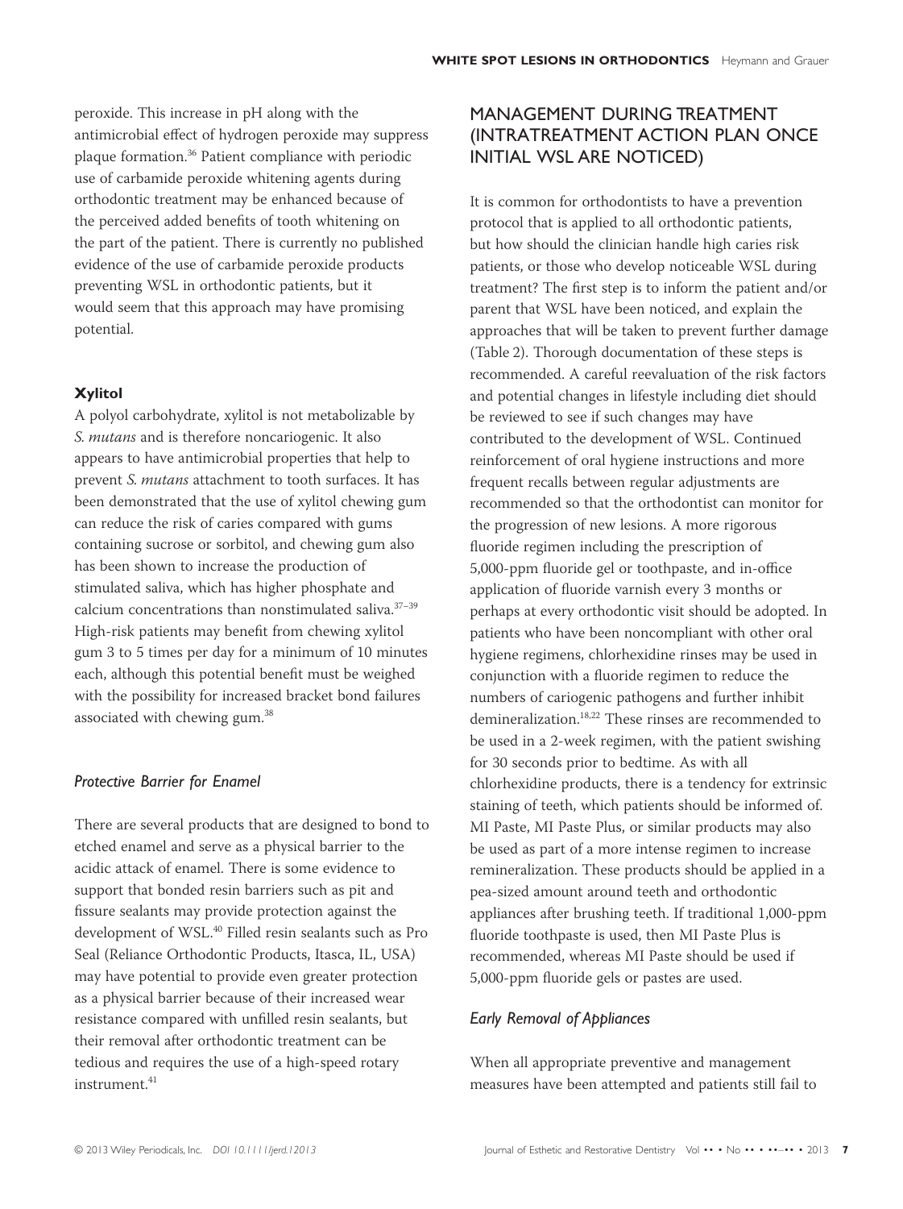peroxide. This increase in pH along with the antimicrobial effect of hydrogen peroxide may suppress plaque formation.[36] Patient compliance with periodic use of carbamide peroxide whitening agents during orthodontic treatment may be enhanced because of the perceived added benefits of tooth whitening on the part of the patient. There is currently no published evidence of the use of carbamide peroxide products preventing WSL in orthodontic patients, but it would seem that this approach may have promising potential.

**Xylitol**

A polyol carbohydrate, xylitol is not metabolizable by *S. mutans* and is therefore noncariogenic. It also appears to have antimicrobial properties that help to prevent *S. mutans* attachment to tooth surfaces. It has been demonstrated that the use of xylitol chewing gum can reduce the risk of caries compared with gums containing sucrose or sorbitol, and chewing gum also has been shown to increase the production of stimulated saliva, which has higher phosphate and calcium concentrations than nonstimulated saliva.[37–39] High-risk patients may benefit from chewing xylitol gum 3 to 5 times per day for a minimum of 10 minutes each, although this potential benefit must be weighed with the possibility for increased bracket bond failures associated with chewing gum.[38]

### *Protective Barrier for Enamel*

There are several products that are designed to bond to etched enamel and serve as a physical barrier to the acidic attack of enamel. There is some evidence to support that bonded resin barriers such as pit and fissure sealants may provide protection against the development of WSL.[40] Filled resin sealants such as Pro Seal (Reliance Orthodontic Products, Itasca, IL, USA) may have potential to provide even greater protection as a physical barrier because of their increased wear resistance compared with unfilled resin sealants, but their removal after orthodontic treatment can be tedious and requires the use of a high-speed rotary instrument.[41]

## MANAGEMENT DURING TREATMENT (INTRATREATMENT ACTION PLAN ONCE INITIAL WSL ARE NOTICED)

It is common for orthodontists to have a prevention protocol that is applied to all orthodontic patients, but how should the clinician handle high caries risk patients, or those who develop noticeable WSL during treatment? The first step is to inform the patient and/or parent that WSL have been noticed, and explain the approaches that will be taken to prevent further damage (Table 2). Thorough documentation of these steps is recommended. A careful reevaluation of the risk factors and potential changes in lifestyle including diet should be reviewed to see if such changes may have contributed to the development of WSL. Continued reinforcement of oral hygiene instructions and more frequent recalls between regular adjustments are recommended so that the orthodontist can monitor for the progression of new lesions. A more rigorous fluoride regimen including the prescription of 5,000-ppm fluoride gel or toothpaste, and in-office application of fluoride varnish every 3 months or perhaps at every orthodontic visit should be adopted. In patients who have been noncompliant with other oral hygiene regimens, chlorhexidine rinses may be used in conjunction with a fluoride regimen to reduce the numbers of cariogenic pathogens and further inhibit demineralization.[18,22] These rinses are recommended to be used in a 2-week regimen, with the patient swishing for 30 seconds prior to bedtime. As with all chlorhexidine products, there is a tendency for extrinsic staining of teeth, which patients should be informed of. MI Paste, MI Paste Plus, or similar products may also be used as part of a more intense regimen to increase remineralization. These products should be applied in a pea-sized amount around teeth and orthodontic appliances after brushing teeth. If traditional 1,000-ppm fluoride toothpaste is used, then MI Paste Plus is recommended, whereas MI Paste should be used if 5,000-ppm fluoride gels or pastes are used.

### *Early Removal of Appliances*

When all appropriate preventive and management measures have been attempted and patients still fail to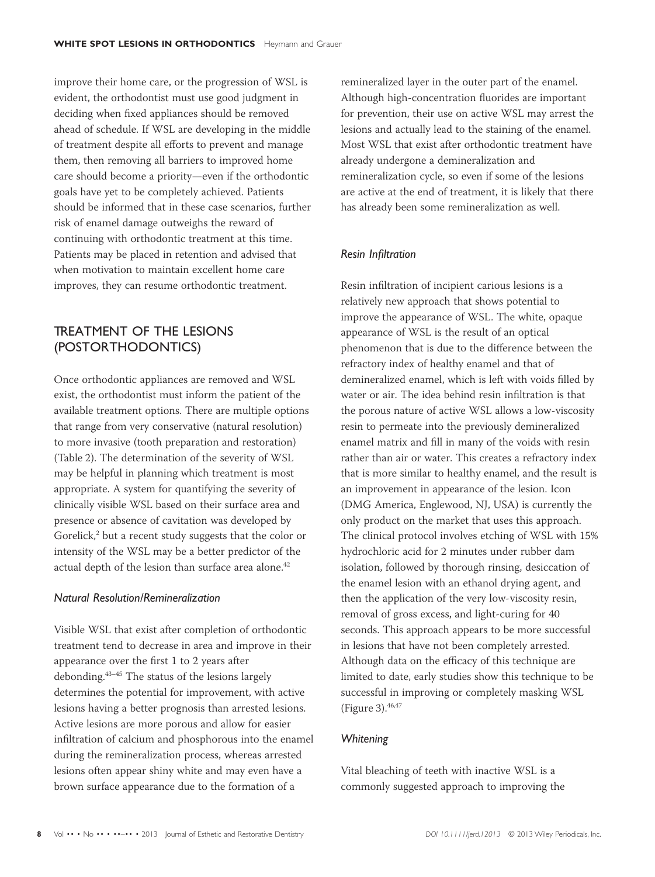improve their home care, or the progression of WSL is evident, the orthodontist must use good judgment in deciding when fixed appliances should be removed ahead of schedule. If WSL are developing in the middle of treatment despite all efforts to prevent and manage them, then removing all barriers to improved home care should become a priority—even if the orthodontic goals have yet to be completely achieved. Patients should be informed that in these case scenarios, further risk of enamel damage outweighs the reward of continuing with orthodontic treatment at this time. Patients may be placed in retention and advised that when motivation to maintain excellent home care improves, they can resume orthodontic treatment.

## TREATMENT OF THE LESIONS (POSTORTHODONTICS)

Once orthodontic appliances are removed and WSL exist, the orthodontist must inform the patient of the available treatment options. There are multiple options that range from very conservative (natural resolution) to more invasive (tooth preparation and restoration) (Table 2). The determination of the severity of WSL may be helpful in planning which treatment is most appropriate. A system for quantifying the severity of clinically visible WSL based on their surface area and presence or absence of cavitation was developed by Gorelick,[2] but a recent study suggests that the color or intensity of the WSL may be a better predictor of the actual depth of the lesion than surface area alone.[42]

### *Natural Resolution/Remineralization*

Visible WSL that exist after completion of orthodontic treatment tend to decrease in area and improve in their appearance over the first 1 to 2 years after debonding.[43–45] The status of the lesions largely determines the potential for improvement, with active lesions having a better prognosis than arrested lesions. Active lesions are more porous and allow for easier infiltration of calcium and phosphorous into the enamel during the remineralization process, whereas arrested lesions often appear shiny white and may even have a brown surface appearance due to the formation of a remineralized layer in the outer part of the enamel. Although high-concentration fluorides are important for prevention, their use on active WSL may arrest the lesions and actually lead to the staining of the enamel. Most WSL that exist after orthodontic treatment have already undergone a demineralization and remineralization cycle, so even if some of the lesions are active at the end of treatment, it is likely that there has already been some remineralization as well.

### *Resin Infiltration*

Resin infiltration of incipient carious lesions is a relatively new approach that shows potential to improve the appearance of WSL. The white, opaque appearance of WSL is the result of an optical phenomenon that is due to the difference between the refractory index of healthy enamel and that of demineralized enamel, which is left with voids filled by water or air. The idea behind resin infiltration is that the porous nature of active WSL allows a low-viscosity resin to permeate into the previously demineralized enamel matrix and fill in many of the voids with resin rather than air or water. This creates a refractory index that is more similar to healthy enamel, and the result is an improvement in appearance of the lesion. Icon (DMG America, Englewood, NJ, USA) is currently the only product on the market that uses this approach. The clinical protocol involves etching of WSL with 15% hydrochloric acid for 2 minutes under rubber dam isolation, followed by thorough rinsing, desiccation of the enamel lesion with an ethanol drying agent, and then the application of the very low-viscosity resin, removal of gross excess, and light-curing for 40 seconds. This approach appears to be more successful in lesions that have not been completely arrested. Although data on the efficacy of this technique are limited to date, early studies show this technique to be successful in improving or completely masking WSL (Figure 3).[46,47]

### *Whitening*

Vital bleaching of teeth with inactive WSL is a commonly suggested approach to improving the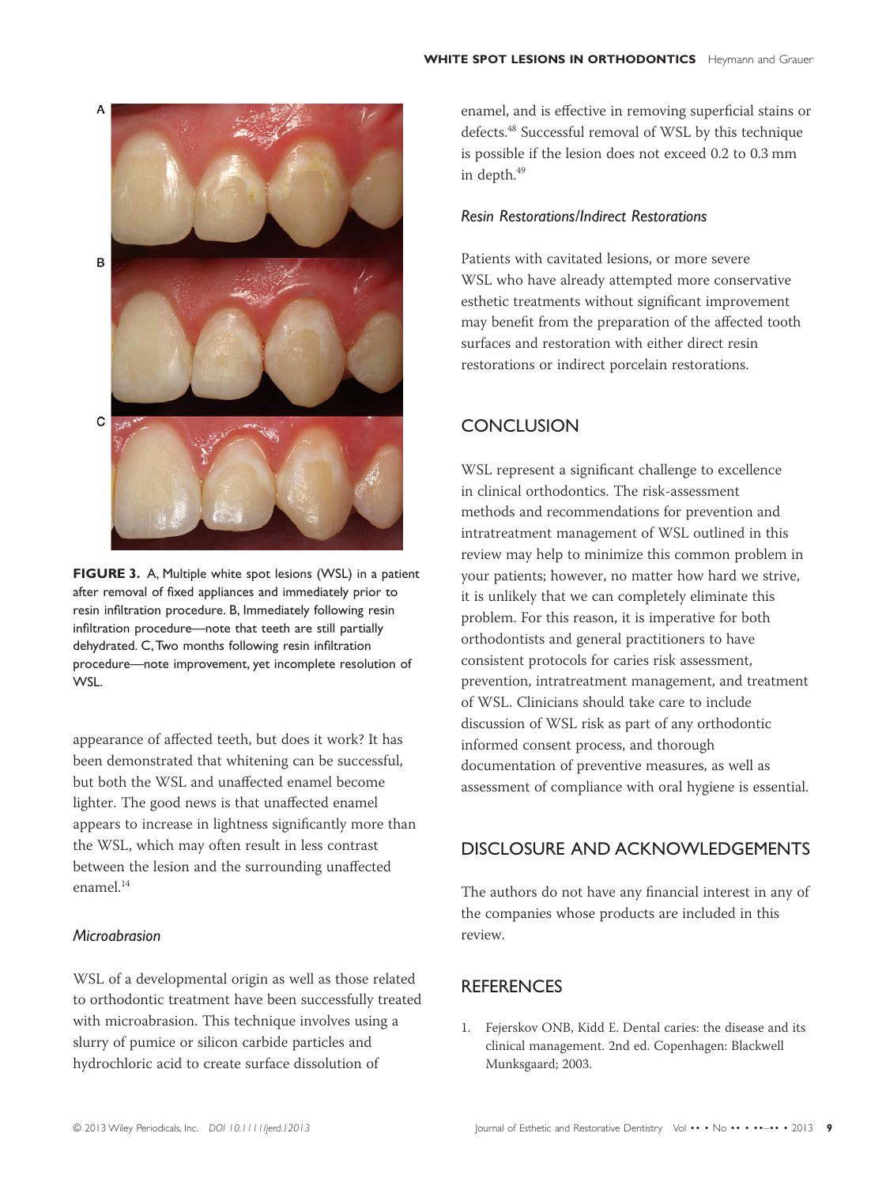FIGURE 3. A, Multiple white spot lesions (WSL) in a patient after removal of fixed appliances and immediately prior to resin infiltration procedure. B, Immediately following resin infiltration procedure—note that teeth are still partially dehydrated. C, Two months following resin infiltration procedure—note improvement, yet incomplete resolution of WSL.

appearance of affected teeth, but does it work? It has been demonstrated that whitening can be successful, but both the WSL and unaffected enamel become lighter. The good news is that unaffected enamel appears to increase in lightness significantly more than the WSL, which may often result in less contrast between the lesion and the surrounding unaffected enamel.[14]

### *Microabrasion*

WSL of a developmental origin as well as those related to orthodontic treatment have been successfully treated with microabrasion. This technique involves using a slurry of pumice or silicon carbide particles and hydrochloric acid to create surface dissolution of enamel, and is effective in removing superficial stains or defects.[48] Successful removal of WSL by this technique is possible if the lesion does not exceed 0.2 to 0.3 mm in depth.[49]

### *Resin Restorations/Indirect Restorations*

Patients with cavitated lesions, or more severe WSL who have already attempted more conservative esthetic treatments without significant improvement may benefit from the preparation of the affected tooth surfaces and restoration with either direct resin restorations or indirect porcelain restorations.

## CONCLUSION

WSL represent a significant challenge to excellence in clinical orthodontics. The risk-assessment methods and recommendations for prevention and intratreatment management of WSL outlined in this review may help to minimize this common problem in your patients; however, no matter how hard we strive, it is unlikely that we can completely eliminate this problem. For this reason, it is imperative for both orthodontists and general practitioners to have consistent protocols for caries risk assessment, prevention, intratreatment management, and treatment of WSL. Clinicians should take care to include discussion of WSL risk as part of any orthodontic informed consent process, and thorough documentation of preventive measures, as well as assessment of compliance with oral hygiene is essential.

## DISCLOSURE AND ACKNOWLEDGEMENTS

The authors do not have any financial interest in any of the companies whose products are included in this review.

## REFERENCES

1. Fejerskov ONB, Kidd E. Dental caries: the disease and its clinical management. 2nd ed. Copenhagen: Blackwell Munksgaard; 2003.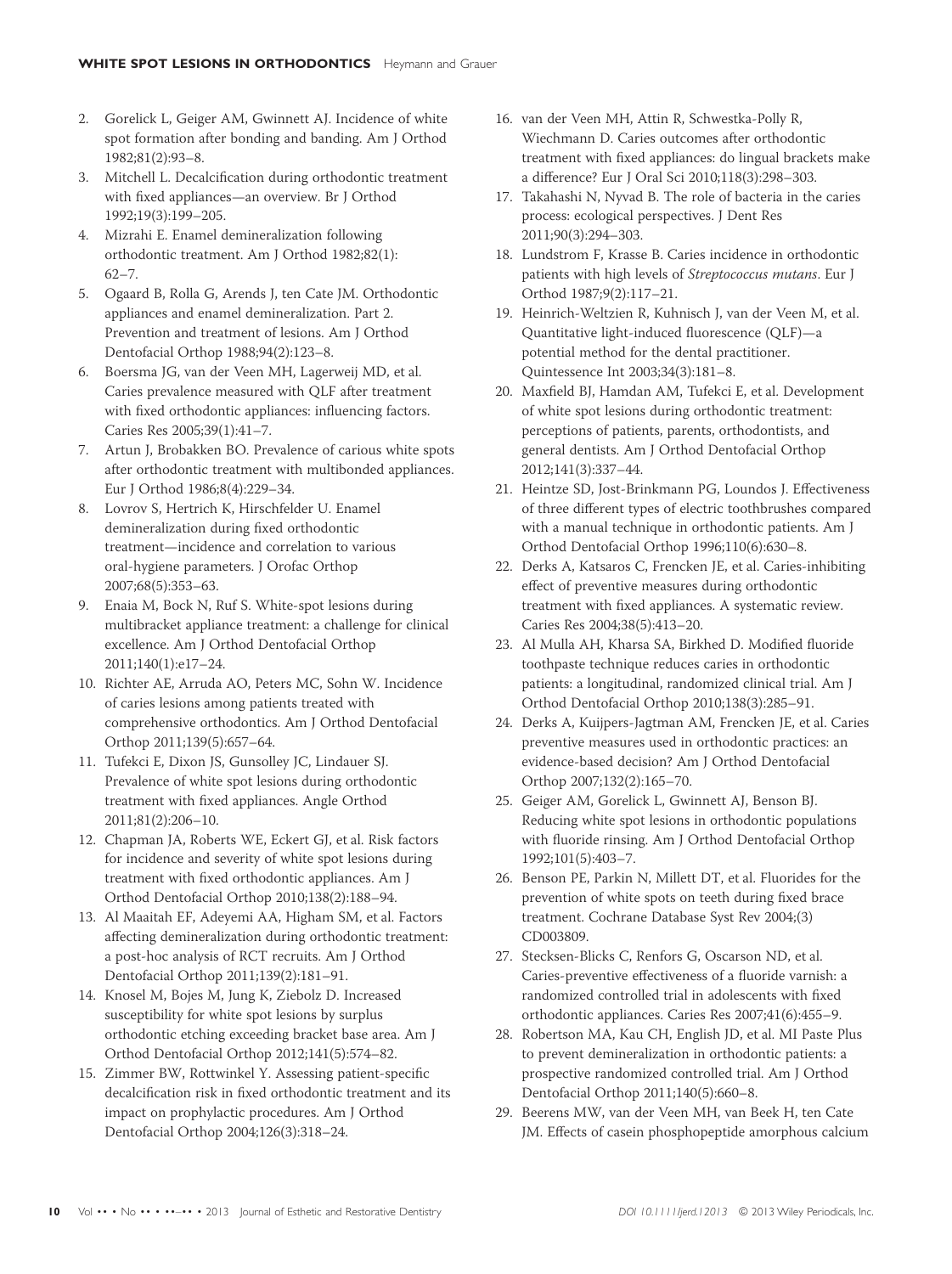2. Gorelick L, Geiger AM, Gwinnett AJ. Incidence of white spot formation after bonding and banding. Am J Orthod 1982;81(2):93–8.
3. Mitchell L. Decalcification during orthodontic treatment with fixed appliances—an overview. Br J Orthod 1992;19(3):199–205.
4. Mizrahi E. Enamel demineralization following orthodontic treatment. Am J Orthod 1982;82(1): 62–7.
5. Ogaard B, Rolla G, Arends J, ten Cate JM. Orthodontic appliances and enamel demineralization. Part 2. Prevention and treatment of lesions. Am J Orthod Dentofacial Orthop 1988;94(2):123–8.
6. Boersma JG, van der Veen MH, Lagerweij MD, et al. Caries prevalence measured with QLF after treatment with fixed orthodontic appliances: influencing factors. Caries Res 2005;39(1):41–7.
7. Artun J, Brobakken BO. Prevalence of carious white spots after orthodontic treatment with multibonded appliances. Eur J Orthod 1986;8(4):229–34.
8. Lovrov S, Hertrich K, Hirschfelder U. Enamel demineralization during fixed orthodontic treatment—incidence and correlation to various oral-hygiene parameters. J Orofac Orthop 2007;68(5):353–63.
9. Enaia M, Bock N, Ruf S. White-spot lesions during multibracket appliance treatment: a challenge for clinical excellence. Am J Orthod Dentofacial Orthop 2011;140(1):e17–24.
10. Richter AE, Arruda AO, Peters MC, Sohn W. Incidence of caries lesions among patients treated with comprehensive orthodontics. Am J Orthod Dentofacial Orthop 2011;139(5):657–64.
11. Tufekci E, Dixon JS, Gunsolley JC, Lindauer SJ. Prevalence of white spot lesions during orthodontic treatment with fixed appliances. Angle Orthod 2011;81(2):206–10.
12. Chapman JA, Roberts WE, Eckert GJ, et al. Risk factors for incidence and severity of white spot lesions during treatment with fixed orthodontic appliances. Am J Orthod Dentofacial Orthop 2010;138(2):188–94.
13. Al Maaitah EF, Adeyemi AA, Higham SM, et al. Factors affecting demineralization during orthodontic treatment: a post-hoc analysis of RCT recruits. Am J Orthod Dentofacial Orthop 2011;139(2):181–91.
14. Knosel M, Bojes M, Jung K, Ziebolz D. Increased susceptibility for white spot lesions by surplus orthodontic etching exceeding bracket base area. Am J Orthod Dentofacial Orthop 2012;141(5):574–82.
15. Zimmer BW, Rottwinkel Y. Assessing patient-specific decalcification risk in fixed orthodontic treatment and its impact on prophylactic procedures. Am J Orthod Dentofacial Orthop 2004;126(3):318–24.
16. van der Veen MH, Attin R, Schwestka-Polly R, Wiechmann D. Caries outcomes after orthodontic treatment with fixed appliances: do lingual brackets make a difference? Eur J Oral Sci 2010;118(3):298–303.
17. Takahashi N, Nyvad B. The role of bacteria in the caries process: ecological perspectives. J Dent Res 2011;90(3):294–303.
18. Lundstrom F, Krasse B. Caries incidence in orthodontic patients with high levels of *Streptococcus mutans*. Eur J Orthod 1987;9(2):117–21.
19. Heinrich-Weltzien R, Kuhnisch J, van der Veen M, et al. Quantitative light-induced fluorescence (QLF)—a potential method for the dental practitioner. Quintessence Int 2003;34(3):181–8.
20. Maxfield BJ, Hamdan AM, Tufekci E, et al. Development of white spot lesions during orthodontic treatment: perceptions of patients, parents, orthodontists, and general dentists. Am J Orthod Dentofacial Orthop 2012;141(3):337–44.
21. Heintze SD, Jost-Brinkmann PG, Loundos J. Effectiveness of three different types of electric toothbrushes compared with a manual technique in orthodontic patients. Am J Orthod Dentofacial Orthop 1996;110(6):630–8.
22. Derks A, Katsaros C, Frencken JE, et al. Caries-inhibiting effect of preventive measures during orthodontic treatment with fixed appliances. A systematic review. Caries Res 2004;38(5):413–20.
23. Al Mulla AH, Kharsa SA, Birkhed D. Modified fluoride toothpaste technique reduces caries in orthodontic patients: a longitudinal, randomized clinical trial. Am J Orthod Dentofacial Orthop 2010;138(3):285–91.
24. Derks A, Kuijpers-Jagtman AM, Frencken JE, et al. Caries preventive measures used in orthodontic practices: an evidence-based decision? Am J Orthod Dentofacial Orthop 2007;132(2):165–70.
25. Geiger AM, Gorelick L, Gwinnett AJ, Benson BJ. Reducing white spot lesions in orthodontic populations with fluoride rinsing. Am J Orthod Dentofacial Orthop 1992;101(5):403–7.
26. Benson PE, Parkin N, Millett DT, et al. Fluorides for the prevention of white spots on teeth during fixed brace treatment. Cochrane Database Syst Rev 2004;(3) CD003809.
27. Stecksen-Blicks C, Renfors G, Oscarson ND, et al. Caries-preventive effectiveness of a fluoride varnish: a randomized controlled trial in adolescents with fixed orthodontic appliances. Caries Res 2007;41(6):455–9.
28. Robertson MA, Kau CH, English JD, et al. MI Paste Plus to prevent demineralization in orthodontic patients: a prospective randomized controlled trial. Am J Orthod Dentofacial Orthop 2011;140(5):660–8.
29. Beerens MW, van der Veen MH, van Beek H, ten Cate JM. Effects of casein phosphopeptide amorphous calcium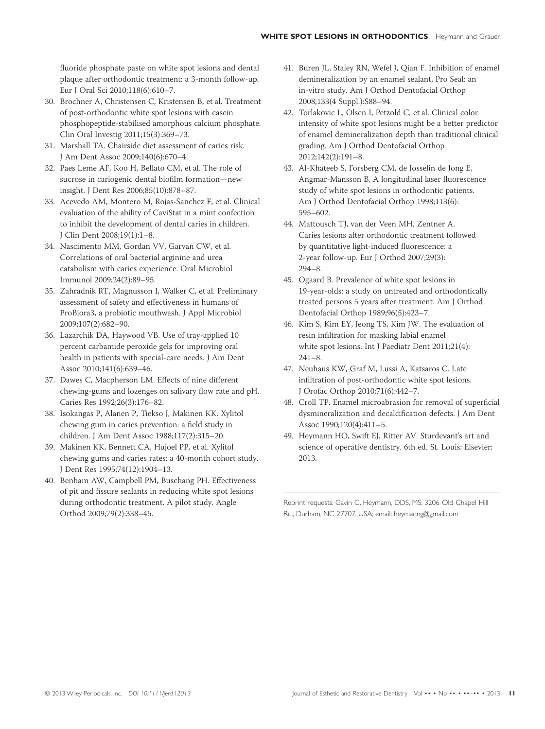fluoride phosphate paste on white spot lesions and dental plaque after orthodontic treatment: a 3-month follow-up. Eur J Oral Sci 2010;118(6):610–7.

30. Brochner A, Christensen C, Kristensen B, et al. Treatment of post-orthodontic white spot lesions with casein phosphopeptide-stabilised amorphous calcium phosphate. Clin Oral Investig 2011;15(3):369–73.
31. Marshall TA. Chairside diet assessment of caries risk. J Am Dent Assoc 2009;140(6):670–4.
32. Paes Leme AF, Koo H, Bellato CM, et al. The role of sucrose in cariogenic dental biofilm formation—new insight. J Dent Res 2006;85(10):878–87.
33. Acevedo AM, Montero M, Rojas-Sanchez F, et al. Clinical evaluation of the ability of CaviStat in a mint confection to inhibit the development of dental caries in children. J Clin Dent 2008;19(1):1–8.
34. Nascimento MM, Gordan VV, Garvan CW, et al. Correlations of oral bacterial arginine and urea catabolism with caries experience. Oral Microbiol Immunol 2009;24(2):89–95.
35. Zahradnik RT, Magnusson I, Walker C, et al. Preliminary assessment of safety and effectiveness in humans of ProBiora3, a probiotic mouthwash. J Appl Microbiol 2009;107(2):682–90.
36. Lazarchik DA, Haywood VB. Use of tray-applied 10 percent carbamide peroxide gels for improving oral health in patients with special-care needs. J Am Dent Assoc 2010;141(6):639–46.
37. Dawes C, Macpherson LM. Effects of nine different chewing-gums and lozenges on salivary flow rate and pH. Caries Res 1992;26(3):176–82.
38. Isokangas P, Alanen P, Tiekso J, Makinen KK. Xylitol chewing gum in caries prevention: a field study in children. J Am Dent Assoc 1988;117(2):315–20.
39. Makinen KK, Bennett CA, Hujoel PP, et al. Xylitol chewing gums and caries rates: a 40-month cohort study. J Dent Res 1995;74(12):1904–13.
40. Benham AW, Campbell PM, Buschang PH. Effectiveness of pit and fissure sealants in reducing white spot lesions during orthodontic treatment. A pilot study. Angle Orthod 2009;79(2):338–45.
41. Buren JL, Staley RN, Wefel J, Qian F. Inhibition of enamel demineralization by an enamel sealant, Pro Seal: an in-vitro study. Am J Orthod Dentofacial Orthop 2008;133(4 Suppl.):S88–94.
42. Torlakovic L, Olsen I, Petzold C, et al. Clinical color intensity of white spot lesions might be a better predictor of enamel demineralization depth than traditional clinical grading. Am J Orthod Dentofacial Orthop 2012;142(2):191–8.
43. Al-Khateeb S, Forsberg CM, de Josselin de Jong E, Angmar-Mansson B. A longitudinal laser fluorescence study of white spot lesions in orthodontic patients. Am J Orthod Dentofacial Orthop 1998;113(6): 595–602.
44. Mattousch TJ, van der Veen MH, Zentner A. Caries lesions after orthodontic treatment followed by quantitative light-induced fluorescence: a 2-year follow-up. Eur J Orthod 2007;29(3): 294–8.
45. Ogaard B. Prevalence of white spot lesions in 19-year-olds: a study on untreated and orthodontically treated persons 5 years after treatment. Am J Orthod Dentofacial Orthop 1989;96(5):423–7.
46. Kim S, Kim EY, Jeong TS, Kim JW. The evaluation of resin infiltration for masking labial enamel white spot lesions. Int J Paediatr Dent 2011;21(4): 241–8.
47. Neuhaus KW, Graf M, Lussi A, Katsaros C. Late infiltration of post-orthodontic white spot lesions. J Orofac Orthop 2010;71(6):442–7.
48. Croll TP. Enamel microabrasion for removal of superficial dysmineralization and decalcification defects. J Am Dent Assoc 1990;120(4):411–5.
49. Heymann HO, Swift EJ, Ritter AV. Sturdevant's art and science of operative dentistry. 6th ed. St. Louis: Elsevier; 2013.

---

Reprint requests: Gavin C. Heymann, DDS, MS, 3206 Old Chapel Hill Rd., Durham, NC 27707, USA; email: heymanng@gmail.com